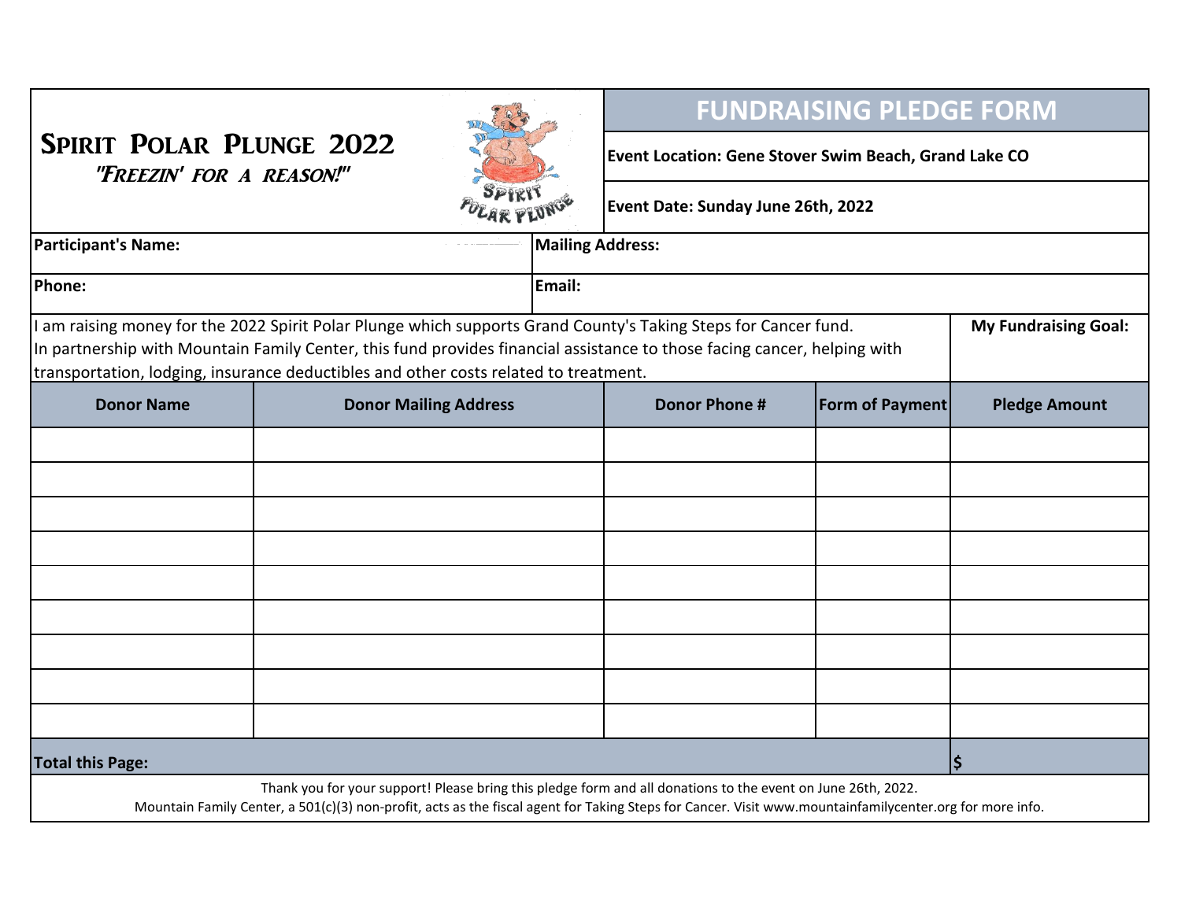# Spirit Polar Plunge 2022

*"Freezin' for a reason!"*

## FUNDRAISING PLEDGE FORM

**Event Location: Gene Stover Swim Beach, Grand Lake CO**

**Event Date: Sunday June 26th, 2022**

| **Participant's Name:** | **Mailing Address:** |
|---|---|
| **Phone:** | **Email:** |

I am raising money for the 2022 Spirit Polar Plunge which supports Grand County's Taking Steps for Cancer fund. In partnership with Mountain Family Center, this fund provides financial assistance to those facing cancer, helping with transportation, lodging, insurance deductibles and other costs related to treatment.

**My Fundraising Goal:**

| Donor Name | Donor Mailing Address | Donor Phone # | Form of Payment | Pledge Amount |
|---|---|---|---|---|
| | | | | |
| | | | | |
| | | | | |
| | | | | |
| | | | | |
| | | | | |
| | | | | |
| | | | | |
| | | | | |
| **Total this Page:** | | | | **$** |

Thank you for your support! Please bring this pledge form and all donations to the event on June 26th, 2022.
Mountain Family Center, a 501(c)(3) non-profit, acts as the fiscal agent for Taking Steps for Cancer. Visit www.mountainfamilycenter.org for more info.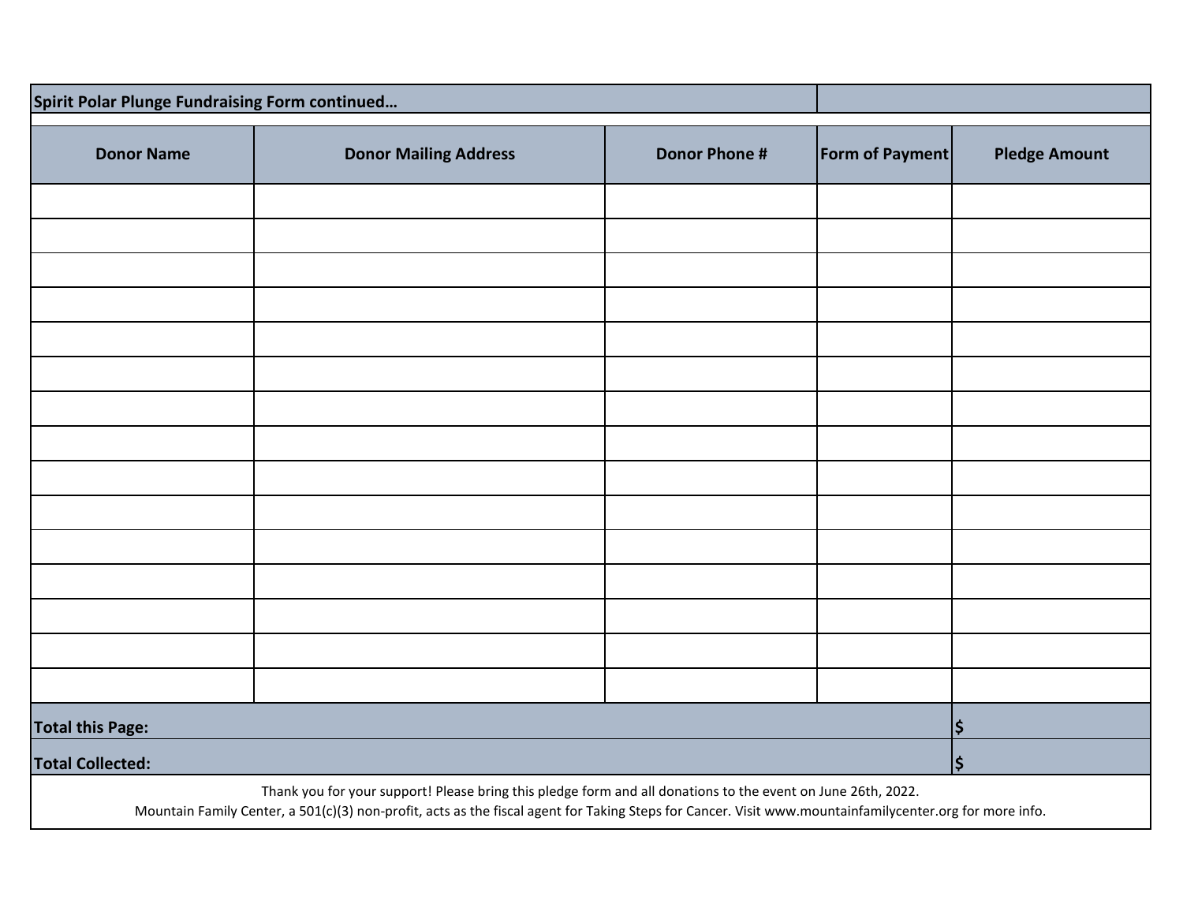**Spirit Polar Plunge Fundraising Form continued…**

| Donor Name | Donor Mailing Address | Donor Phone # | Form of Payment | Pledge Amount |
|---|---|---|---|---|
| | | | | |
| | | | | |
| | | | | |
| | | | | |
| | | | | |
| | | | | |
| | | | | |
| | | | | |
| | | | | |
| | | | | |
| | | | | |
| | | | | |
| | | | | |
| | | | | |
| | | | | |
| **Total this Page:** | | | | **$** |
| **Total Collected:** | | | | **$** |

Thank you for your support! Please bring this pledge form and all donations to the event on June 26th, 2022.
Mountain Family Center, a 501(c)(3) non-profit, acts as the fiscal agent for Taking Steps for Cancer. Visit www.mountainfamilycenter.org for more info.